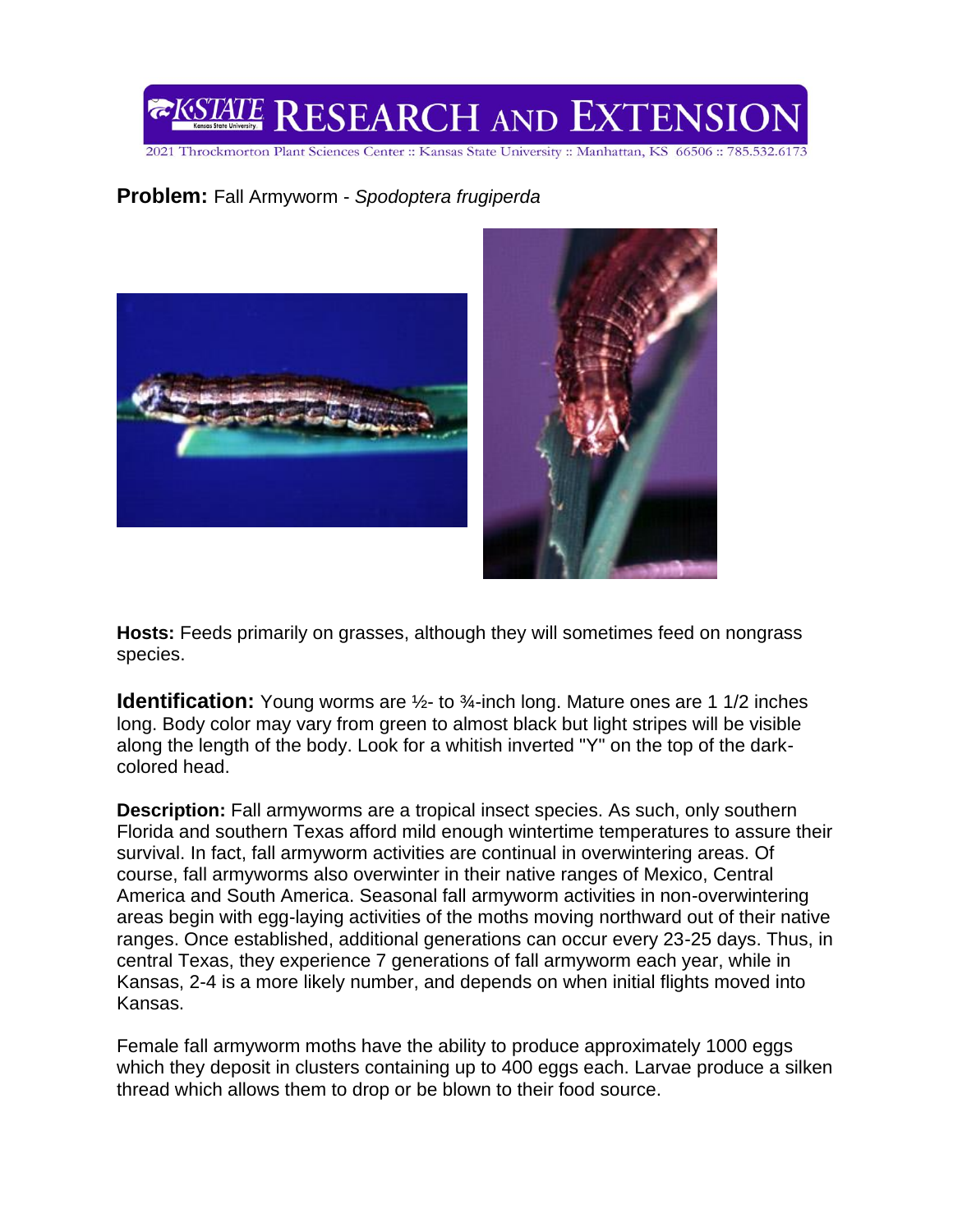**Problem:** Fall Armyworm - *Spodoptera frugiperda*

**Hosts:** Feeds primarily on grasses, although they will sometimes feed on nongrass species.

**Identification:** Young worms are ½- to ¾-inch long. Mature ones are 1 1/2 inches long. Body color may vary from green to almost black but light stripes will be visible along the length of the body. Look for a whitish inverted "Y" on the top of the dark-colored head.

**Description:** Fall armyworms are a tropical insect species. As such, only southern Florida and southern Texas afford mild enough wintertime temperatures to assure their survival. In fact, fall armyworm activities are continual in overwintering areas. Of course, fall armyworms also overwinter in their native ranges of Mexico, Central America and South America. Seasonal fall armyworm activities in non-overwintering areas begin with egg-laying activities of the moths moving northward out of their native ranges. Once established, additional generations can occur every 23-25 days. Thus, in central Texas, they experience 7 generations of fall armyworm each year, while in Kansas, 2-4 is a more likely number, and depends on when initial flights moved into Kansas.

Female fall armyworm moths have the ability to produce approximately 1000 eggs which they deposit in clusters containing up to 400 eggs each. Larvae produce a silken thread which allows them to drop or be blown to their food source.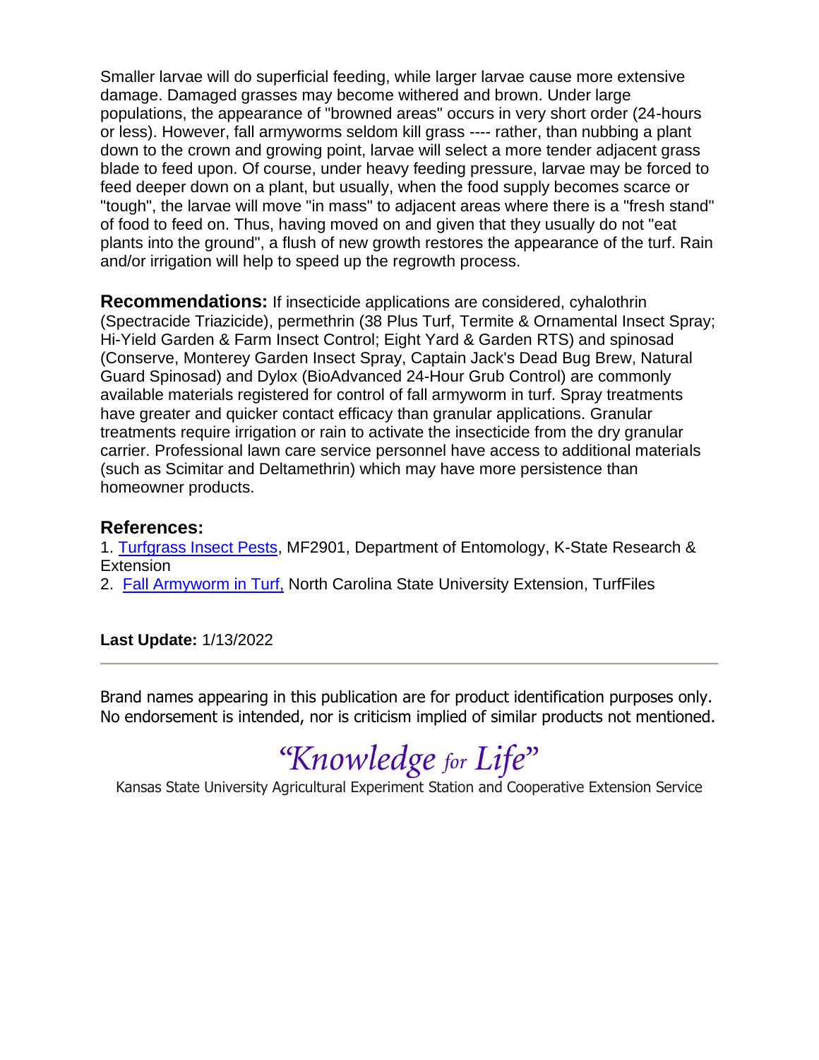Smaller larvae will do superficial feeding, while larger larvae cause more extensive damage. Damaged grasses may become withered and brown. Under large populations, the appearance of "browned areas" occurs in very short order (24-hours or less). However, fall armyworms seldom kill grass ---- rather, than nubbing a plant down to the crown and growing point, larvae will select a more tender adjacent grass blade to feed upon. Of course, under heavy feeding pressure, larvae may be forced to feed deeper down on a plant, but usually, when the food supply becomes scarce or "tough", the larvae will move "in mass" to adjacent areas where there is a "fresh stand" of food to feed on. Thus, having moved on and given that they usually do not "eat plants into the ground", a flush of new growth restores the appearance of the turf. Rain and/or irrigation will help to speed up the regrowth process.

**Recommendations:** If insecticide applications are considered, cyhalothrin (Spectracide Triazicide), permethrin (38 Plus Turf, Termite & Ornamental Insect Spray; Hi-Yield Garden & Farm Insect Control; Eight Yard & Garden RTS) and spinosad (Conserve, Monterey Garden Insect Spray, Captain Jack's Dead Bug Brew, Natural Guard Spinosad) and Dylox (BioAdvanced 24-Hour Grub Control) are commonly available materials registered for control of fall armyworm in turf. Spray treatments have greater and quicker contact efficacy than granular applications. Granular treatments require irrigation or rain to activate the insecticide from the dry granular carrier. Professional lawn care service personnel have access to additional materials (such as Scimitar and Deltamethrin) which may have more persistence than homeowner products.

## References:

1. Turfgrass Insect Pests, MF2901, Department of Entomology, K-State Research & Extension
2. Fall Armyworm in Turf, North Carolina State University Extension, TurfFiles

**Last Update:** 1/13/2022

---

Brand names appearing in this publication are for product identification purposes only. No endorsement is intended, nor is criticism implied of similar products not mentioned.

*"Knowledge for Life"*

Kansas State University Agricultural Experiment Station and Cooperative Extension Service